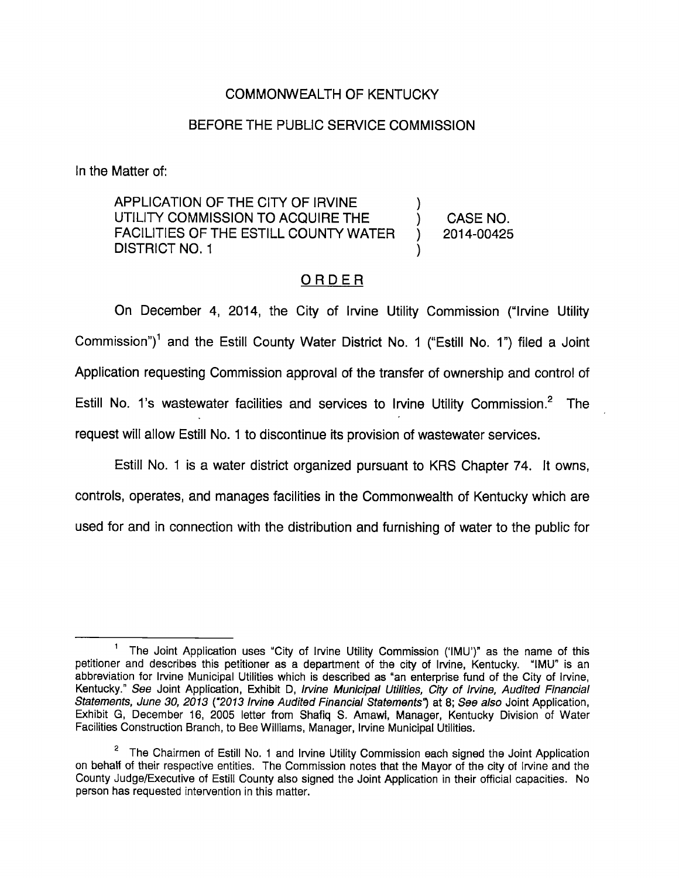COMMONWEALTH OF KENTUCKY

BEFORE THE PUBLIC SERVICE COMMISSION

In the Matter of:

| | | |
|---|---|---|
| APPLICATION OF THE CITY OF IRVINE UTILITY COMMISSION TO ACQUIRE THE FACILITIES OF THE ESTILL COUNTY WATER DISTRICT NO. 1 | ) | CASE NO. 2014-00425 |

## ORDER

On December 4, 2014, the City of Irvine Utility Commission ("Irvine Utility Commission")[1] and the Estill County Water District No. 1 ("Estill No. 1") filed a Joint Application requesting Commission approval of the transfer of ownership and control of Estill No. 1's wastewater facilities and services to Irvine Utility Commission.[2] The request will allow Estill No. 1 to discontinue its provision of wastewater services.

Estill No. 1 is a water district organized pursuant to KRS Chapter 74. It owns, controls, operates, and manages facilities in the Commonwealth of Kentucky which are used for and in connection with the distribution and furnishing of water to the public for

---

[1] The Joint Application uses "City of Irvine Utility Commission ('IMU')" as the name of this petitioner and describes this petitioner as a department of the city of Irvine, Kentucky. "IMU" is an abbreviation for Irvine Municipal Utilities which is described as "an enterprise fund of the City of Irvine, Kentucky." *See* Joint Application, Exhibit D, *Irvine Municipal Utilities, City of Irvine, Audited Financial Statements, June 30, 2013 ("2013 Irvine Audited Financial Statements")* at 8; *See also* Joint Application, Exhibit G, December 16, 2005 letter from Shafiq S. Amawi, Manager, Kentucky Division of Water Facilities Construction Branch, to Bee Williams, Manager, Irvine Municipal Utilities.

[2] The Chairmen of Estill No. 1 and Irvine Utility Commission each signed the Joint Application on behalf of their respective entities. The Commission notes that the Mayor of the city of Irvine and the County Judge/Executive of Estill County also signed the Joint Application in their official capacities. No person has requested intervention in this matter.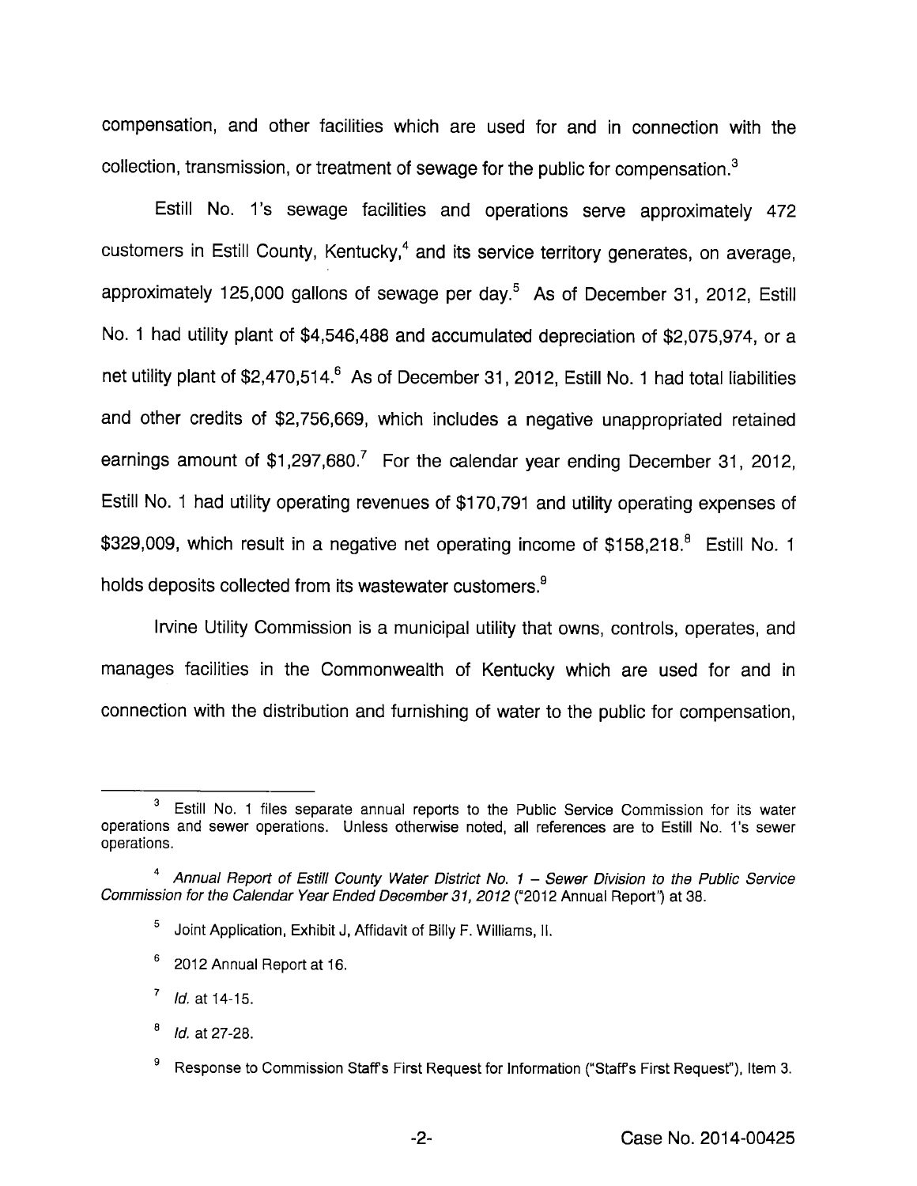compensation, and other facilities which are used for and in connection with the collection, transmission, or treatment of sewage for the public for compensation.[3]

Estill No. 1's sewage facilities and operations serve approximately 472 customers in Estill County, Kentucky,[4] and its service territory generates, on average, approximately 125,000 gallons of sewage per day.[5] As of December 31, 2012, Estill No. 1 had utility plant of $4,546,488 and accumulated depreciation of $2,075,974, or a net utility plant of $2,470,514.[6] As of December 31, 2012, Estill No. 1 had total liabilities and other credits of $2,756,669, which includes a negative unappropriated retained earnings amount of $1,297,680.[7] For the calendar year ending December 31, 2012, Estill No. 1 had utility operating revenues of $170,791 and utility operating expenses of $329,009, which result in a negative net operating income of $158,218.[8] Estill No. 1 holds deposits collected from its wastewater customers.[9]

Irvine Utility Commission is a municipal utility that owns, controls, operates, and manages facilities in the Commonwealth of Kentucky which are used for and in connection with the distribution and furnishing of water to the public for compensation,

---

[3] Estill No. 1 files separate annual reports to the Public Service Commission for its water operations and sewer operations. Unless otherwise noted, all references are to Estill No. 1's sewer operations.

[4] *Annual Report of Estill County Water District No. 1 – Sewer Division to the Public Service Commission for the Calendar Year Ended December 31, 2012* ("2012 Annual Report") at 38.

[5] Joint Application, Exhibit J, Affidavit of Billy F. Williams, II.

[6] 2012 Annual Report at 16.

[7] *Id.* at 14-15.

[8] *Id.* at 27-28.

[9] Response to Commission Staff's First Request for Information ("Staff's First Request"), Item 3.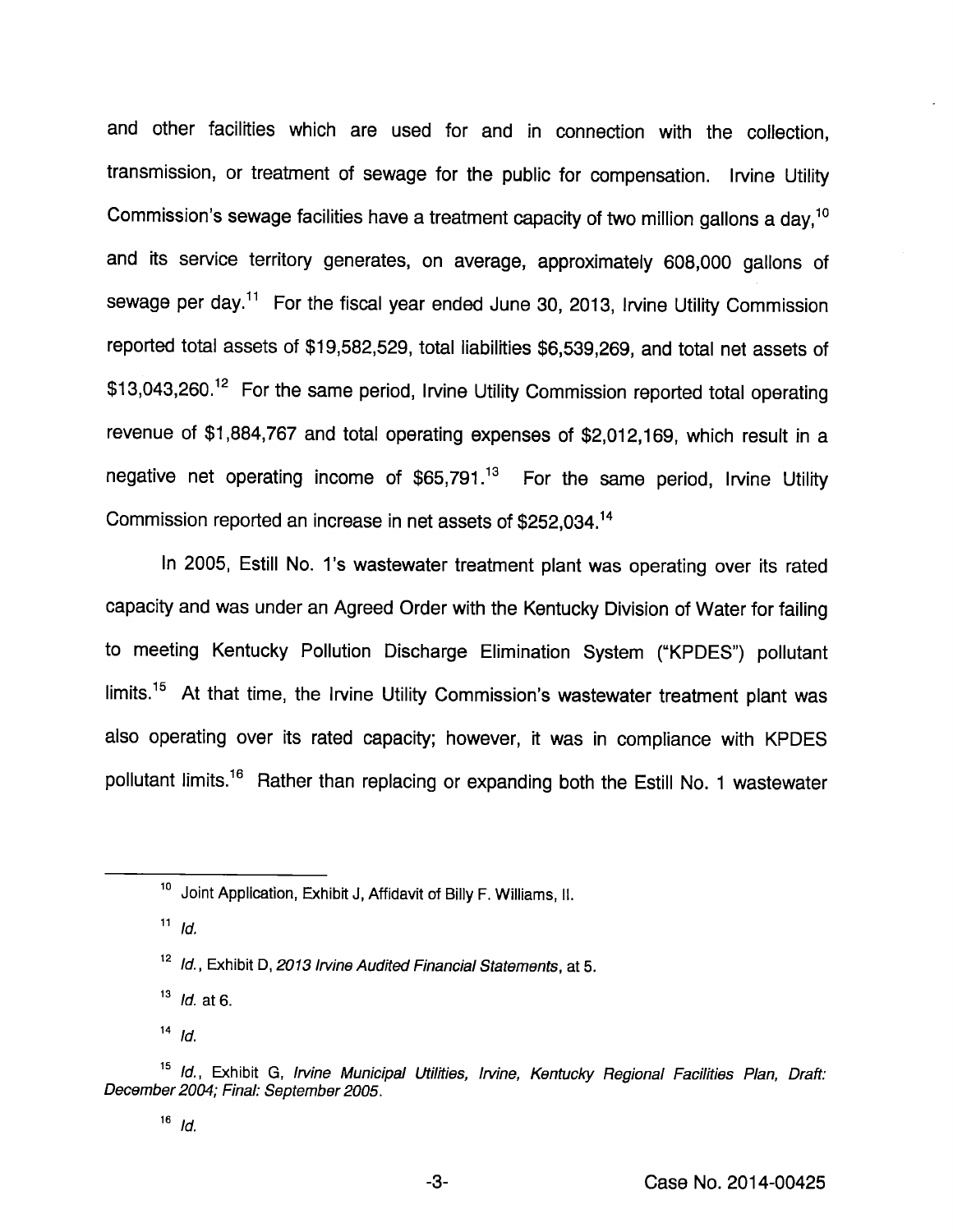and other facilities which are used for and in connection with the collection, transmission, or treatment of sewage for the public for compensation. Irvine Utility Commission's sewage facilities have a treatment capacity of two million gallons a day,[10] and its service territory generates, on average, approximately 608,000 gallons of sewage per day.[11] For the fiscal year ended June 30, 2013, Irvine Utility Commission reported total assets of $19,582,529, total liabilities $6,539,269, and total net assets of $13,043,260.[12] For the same period, Irvine Utility Commission reported total operating revenue of $1,884,767 and total operating expenses of $2,012,169, which result in a negative net operating income of $65,791.[13] For the same period, Irvine Utility Commission reported an increase in net assets of $252,034.[14]

In 2005, Estill No. 1's wastewater treatment plant was operating over its rated capacity and was under an Agreed Order with the Kentucky Division of Water for failing to meeting Kentucky Pollution Discharge Elimination System ("KPDES") pollutant limits.[15] At that time, the Irvine Utility Commission's wastewater treatment plant was also operating over its rated capacity; however, it was in compliance with KPDES pollutant limits.[16] Rather than replacing or expanding both the Estill No. 1 wastewater

---

[10] Joint Application, Exhibit J, Affidavit of Billy F. Williams, II.

[11] *Id.*

[12] *Id.*, Exhibit D, *2013 Irvine Audited Financial Statements*, at 5.

[13] *Id.* at 6.

[14] *Id.*

[15] *Id.*, Exhibit G, *Irvine Municipal Utilities, Irvine, Kentucky Regional Facilities Plan, Draft: December 2004; Final: September 2005.*

[16] *Id.*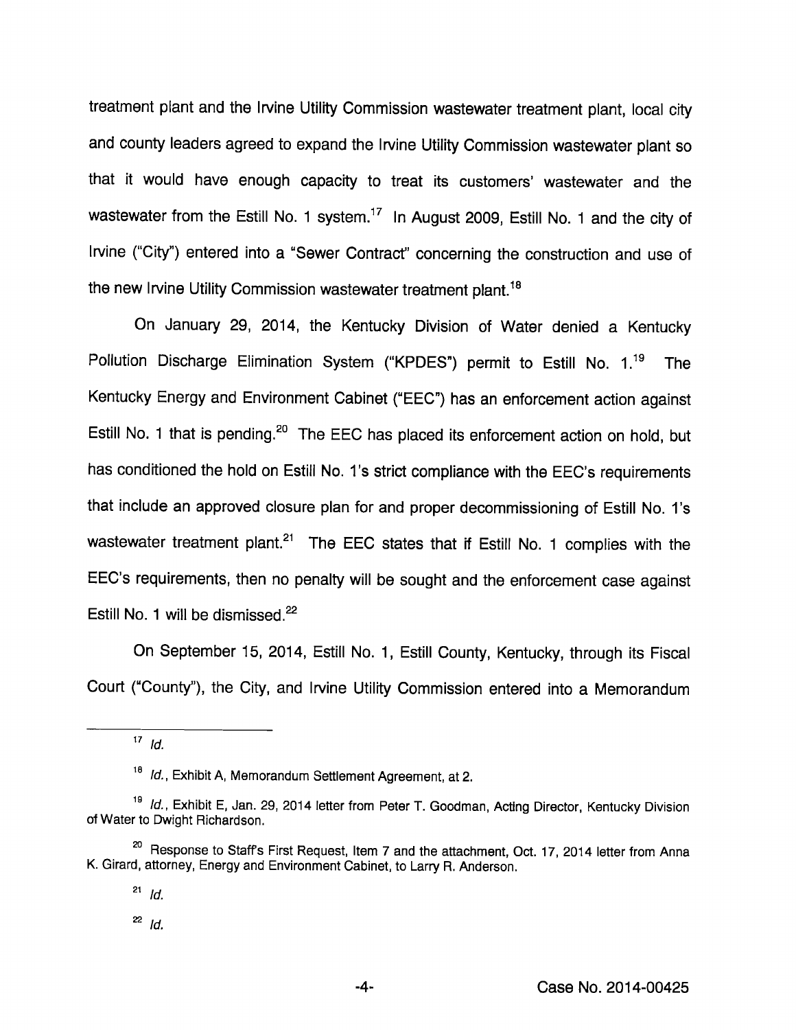treatment plant and the Irvine Utility Commission wastewater treatment plant, local city and county leaders agreed to expand the Irvine Utility Commission wastewater plant so that it would have enough capacity to treat its customers' wastewater and the wastewater from the Estill No. 1 system.[17] In August 2009, Estill No. 1 and the city of Irvine ("City") entered into a "Sewer Contract" concerning the construction and use of the new Irvine Utility Commission wastewater treatment plant.[18]

On January 29, 2014, the Kentucky Division of Water denied a Kentucky Pollution Discharge Elimination System ("KPDES") permit to Estill No. 1.[19] The Kentucky Energy and Environment Cabinet ("EEC") has an enforcement action against Estill No. 1 that is pending.[20] The EEC has placed its enforcement action on hold, but has conditioned the hold on Estill No. 1's strict compliance with the EEC's requirements that include an approved closure plan for and proper decommissioning of Estill No. 1's wastewater treatment plant.[21] The EEC states that if Estill No. 1 complies with the EEC's requirements, then no penalty will be sought and the enforcement case against Estill No. 1 will be dismissed.[22]

On September 15, 2014, Estill No. 1, Estill County, Kentucky, through its Fiscal Court ("County"), the City, and Irvine Utility Commission entered into a Memorandum

---

[17] *Id.*

[18] *Id.*, Exhibit A, Memorandum Settlement Agreement, at 2.

[19] *Id.*, Exhibit E, Jan. 29, 2014 letter from Peter T. Goodman, Acting Director, Kentucky Division of Water to Dwight Richardson.

[20] Response to Staff's First Request, Item 7 and the attachment, Oct. 17, 2014 letter from Anna K. Girard, attorney, Energy and Environment Cabinet, to Larry R. Anderson.

[21] *Id.*

[22] *Id.*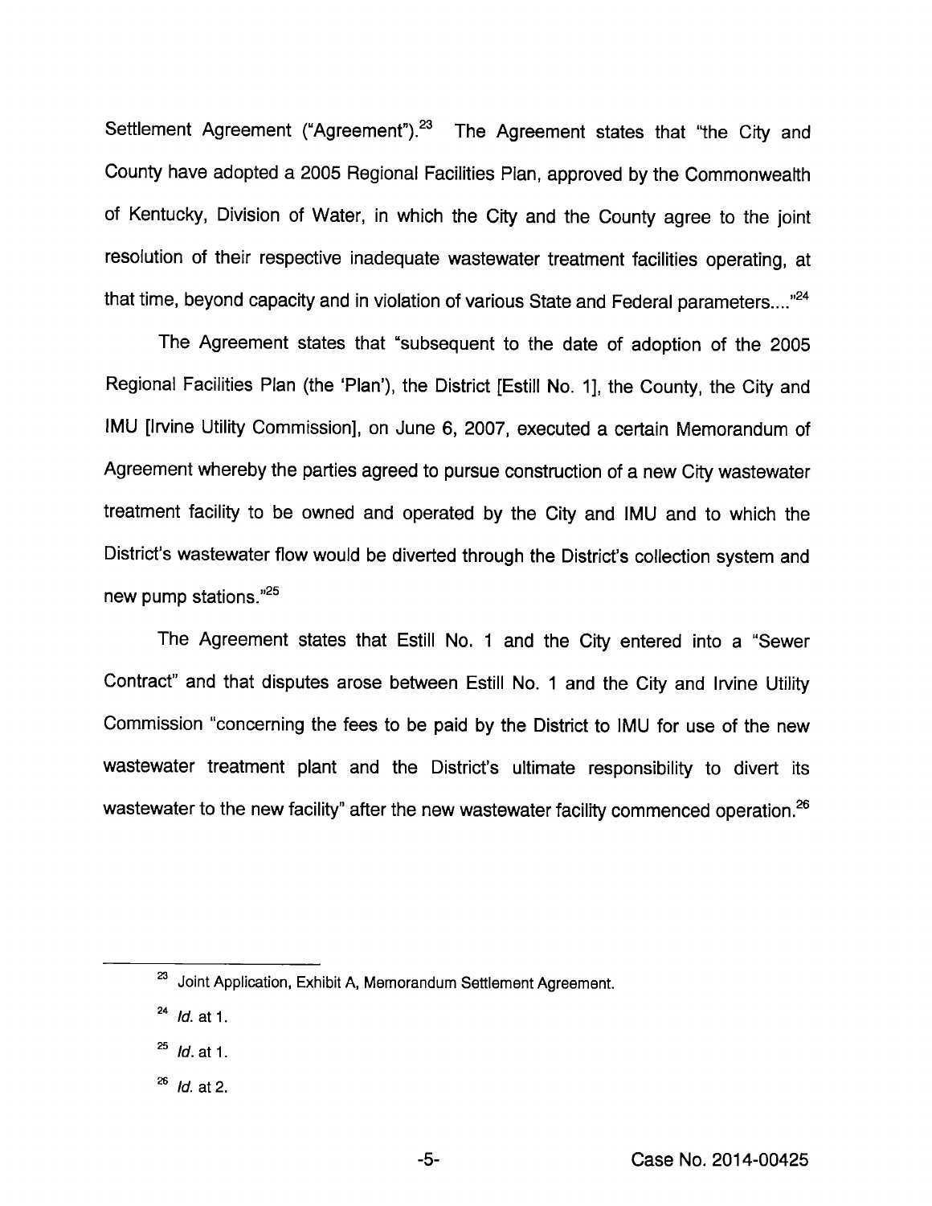Settlement Agreement ("Agreement").[23] The Agreement states that "the City and County have adopted a 2005 Regional Facilities Plan, approved by the Commonwealth of Kentucky, Division of Water, in which the City and the County agree to the joint resolution of their respective inadequate wastewater treatment facilities operating, at that time, beyond capacity and in violation of various State and Federal parameters...."[24]

The Agreement states that "subsequent to the date of adoption of the 2005 Regional Facilities Plan (the 'Plan'), the District [Estill No. 1], the County, the City and IMU [Irvine Utility Commission], on June 6, 2007, executed a certain Memorandum of Agreement whereby the parties agreed to pursue construction of a new City wastewater treatment facility to be owned and operated by the City and IMU and to which the District's wastewater flow would be diverted through the District's collection system and new pump stations."[25]

The Agreement states that Estill No. 1 and the City entered into a "Sewer Contract" and that disputes arose between Estill No. 1 and the City and Irvine Utility Commission "concerning the fees to be paid by the District to IMU for use of the new wastewater treatment plant and the District's ultimate responsibility to divert its wastewater to the new facility" after the new wastewater facility commenced operation.[26]

---

[23] Joint Application, Exhibit A, Memorandum Settlement Agreement.

[24] *Id.* at 1.

[25] *Id.* at 1.

[26] *Id.* at 2.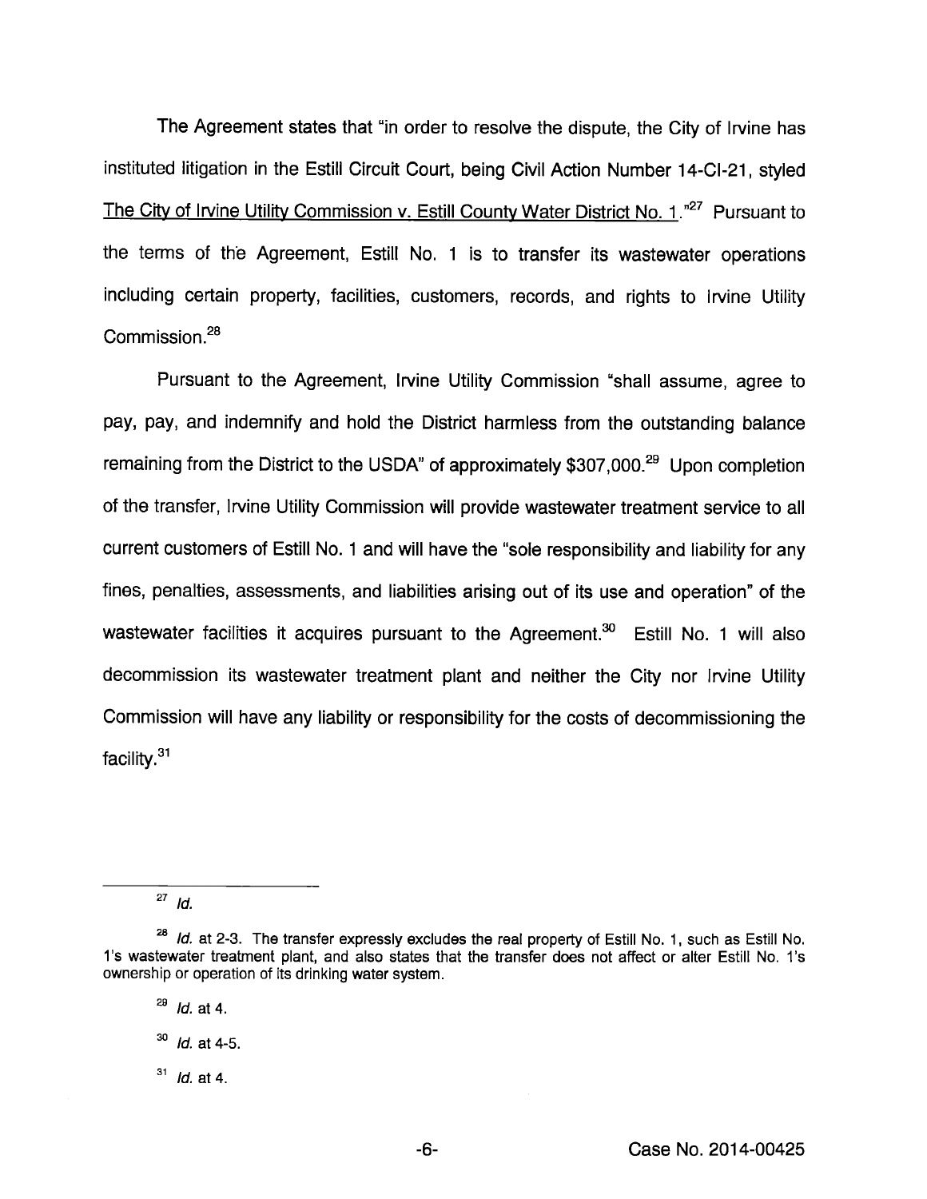The Agreement states that "in order to resolve the dispute, the City of Irvine has instituted litigation in the Estill Circuit Court, being Civil Action Number 14-CI-21, styled The City of Irvine Utility Commission v. Estill County Water District No. 1."[27] Pursuant to the terms of the Agreement, Estill No. 1 is to transfer its wastewater operations including certain property, facilities, customers, records, and rights to Irvine Utility Commission.[28]

Pursuant to the Agreement, Irvine Utility Commission "shall assume, agree to pay, pay, and indemnify and hold the District harmless from the outstanding balance remaining from the District to the USDA" of approximately $307,000.[29] Upon completion of the transfer, Irvine Utility Commission will provide wastewater treatment service to all current customers of Estill No. 1 and will have the "sole responsibility and liability for any fines, penalties, assessments, and liabilities arising out of its use and operation" of the wastewater facilities it acquires pursuant to the Agreement.[30] Estill No. 1 will also decommission its wastewater treatment plant and neither the City nor Irvine Utility Commission will have any liability or responsibility for the costs of decommissioning the facility.[31]

---

[27] *Id.*

[28] *Id.* at 2-3. The transfer expressly excludes the real property of Estill No. 1, such as Estill No. 1's wastewater treatment plant, and also states that the transfer does not affect or alter Estill No. 1's ownership or operation of its drinking water system.

[29] *Id.* at 4.

[30] *Id.* at 4-5.

[31] *Id.* at 4.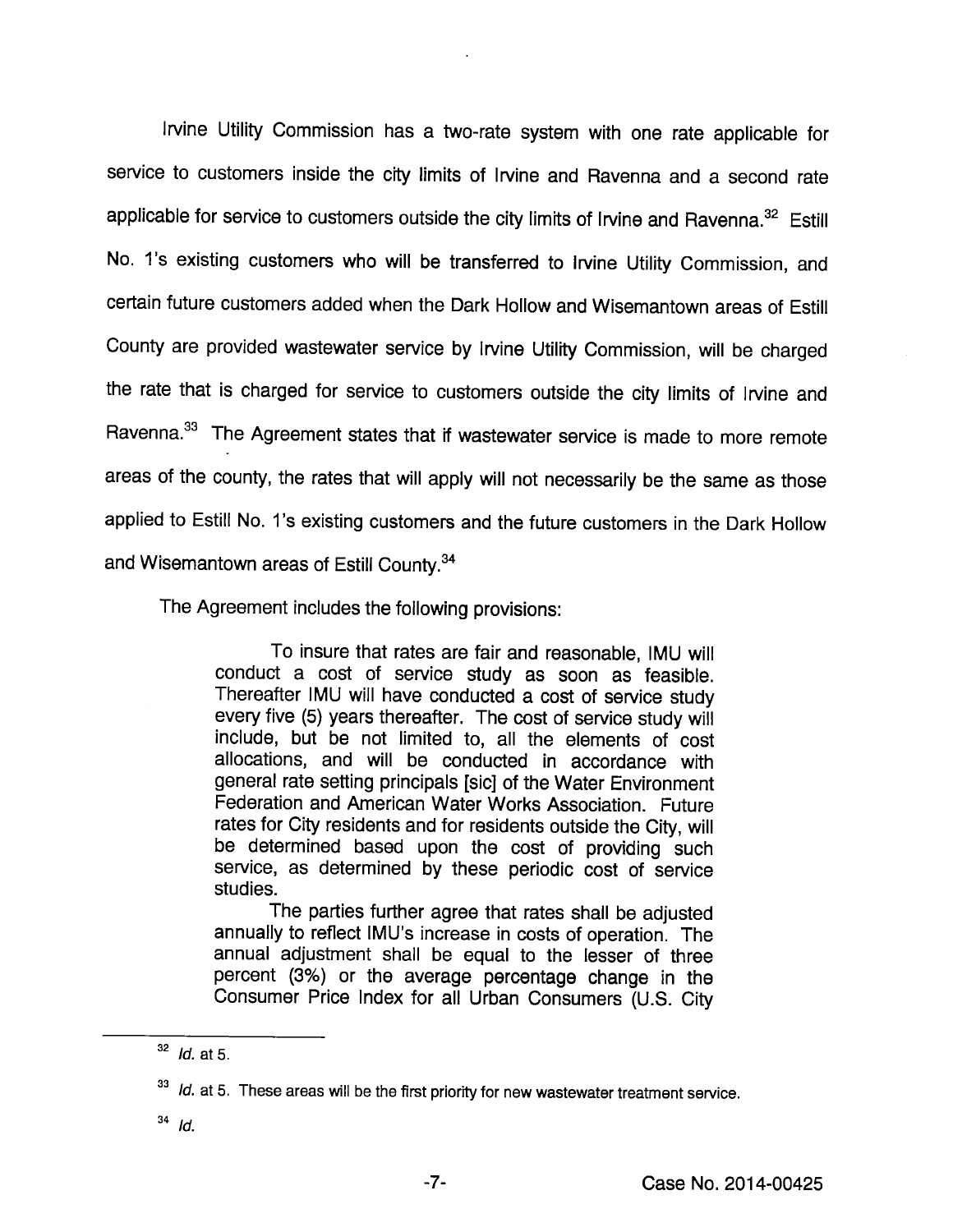Irvine Utility Commission has a two-rate system with one rate applicable for service to customers inside the city limits of Irvine and Ravenna and a second rate applicable for service to customers outside the city limits of Irvine and Ravenna.[32] Estill No. 1's existing customers who will be transferred to Irvine Utility Commission, and certain future customers added when the Dark Hollow and Wisemantown areas of Estill County are provided wastewater service by Irvine Utility Commission, will be charged the rate that is charged for service to customers outside the city limits of Irvine and Ravenna.[33] The Agreement states that if wastewater service is made to more remote areas of the county, the rates that will apply will not necessarily be the same as those applied to Estill No. 1's existing customers and the future customers in the Dark Hollow and Wisemantown areas of Estill County.[34]

The Agreement includes the following provisions:

> To insure that rates are fair and reasonable, IMU will conduct a cost of service study as soon as feasible. Thereafter IMU will have conducted a cost of service study every five (5) years thereafter. The cost of service study will include, but be not limited to, all the elements of cost allocations, and will be conducted in accordance with general rate setting principals [sic] of the Water Environment Federation and American Water Works Association. Future rates for City residents and for residents outside the City, will be determined based upon the cost of providing such service, as determined by these periodic cost of service studies.
>
> The parties further agree that rates shall be adjusted annually to reflect IMU's increase in costs of operation. The annual adjustment shall be equal to the lesser of three percent (3%) or the average percentage change in the Consumer Price Index for all Urban Consumers (U.S. City

---

[32] *Id.* at 5.

[33] *Id.* at 5. These areas will be the first priority for new wastewater treatment service.

[34] *Id.*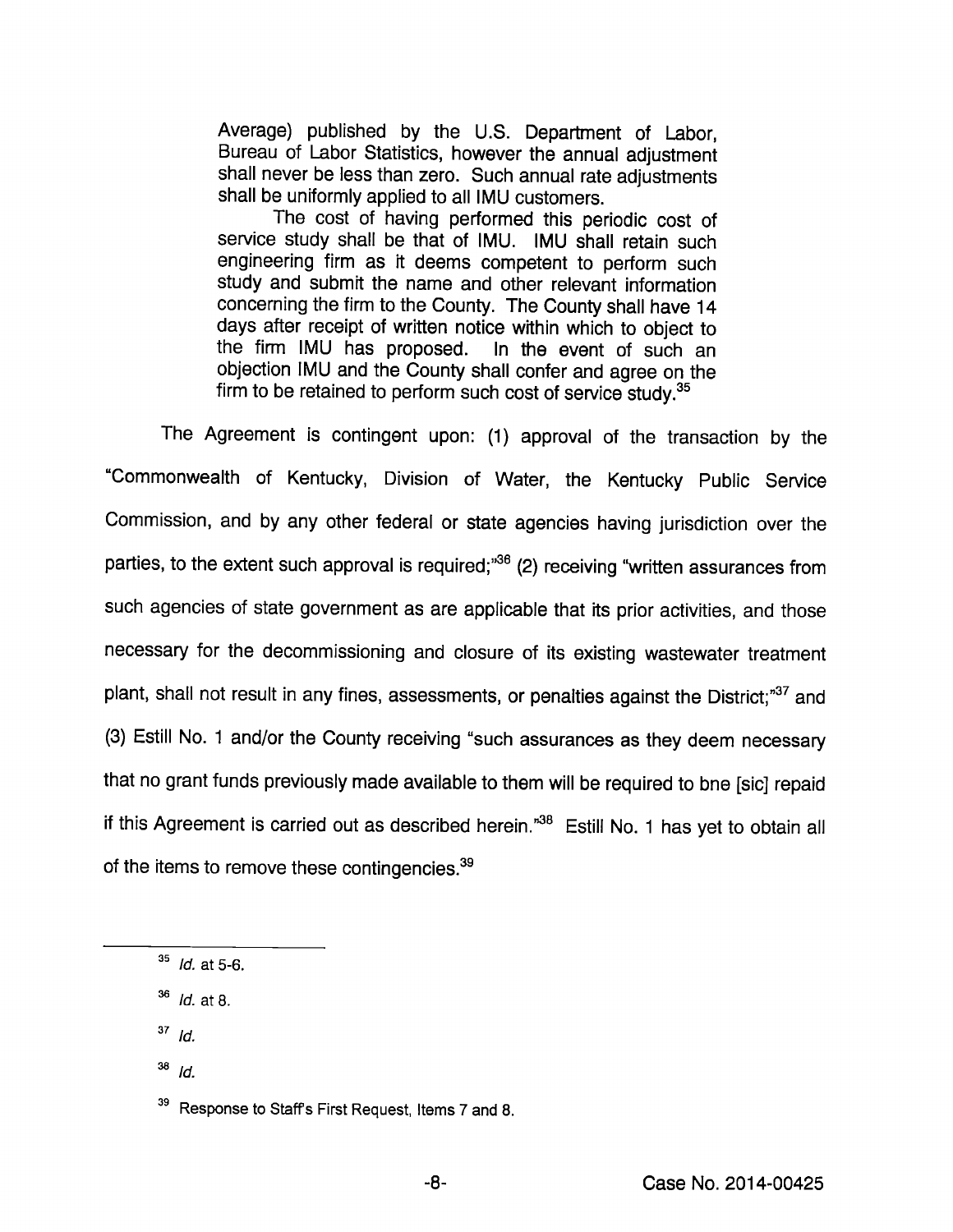> Average) published by the U.S. Department of Labor, Bureau of Labor Statistics, however the annual adjustment shall never be less than zero. Such annual rate adjustments shall be uniformly applied to all IMU customers.
>
> The cost of having performed this periodic cost of service study shall be that of IMU. IMU shall retain such engineering firm as it deems competent to perform such study and submit the name and other relevant information concerning the firm to the County. The County shall have 14 days after receipt of written notice within which to object to the firm IMU has proposed. In the event of such an objection IMU and the County shall confer and agree on the firm to be retained to perform such cost of service study.[35]

The Agreement is contingent upon: (1) approval of the transaction by the "Commonwealth of Kentucky, Division of Water, the Kentucky Public Service Commission, and by any other federal or state agencies having jurisdiction over the parties, to the extent such approval is required;"[36] (2) receiving "written assurances from such agencies of state government as are applicable that its prior activities, and those necessary for the decommissioning and closure of its existing wastewater treatment plant, shall not result in any fines, assessments, or penalties against the District;"[37] and (3) Estill No. 1 and/or the County receiving "such assurances as they deem necessary that no grant funds previously made available to them will be required to bne [sic] repaid if this Agreement is carried out as described herein."[38] Estill No. 1 has yet to obtain all of the items to remove these contingencies.[39]

---

[35] *Id.* at 5-6.

[36] *Id.* at 8.

[37] *Id.*

[38] *Id.*

[39] Response to Staff's First Request, Items 7 and 8.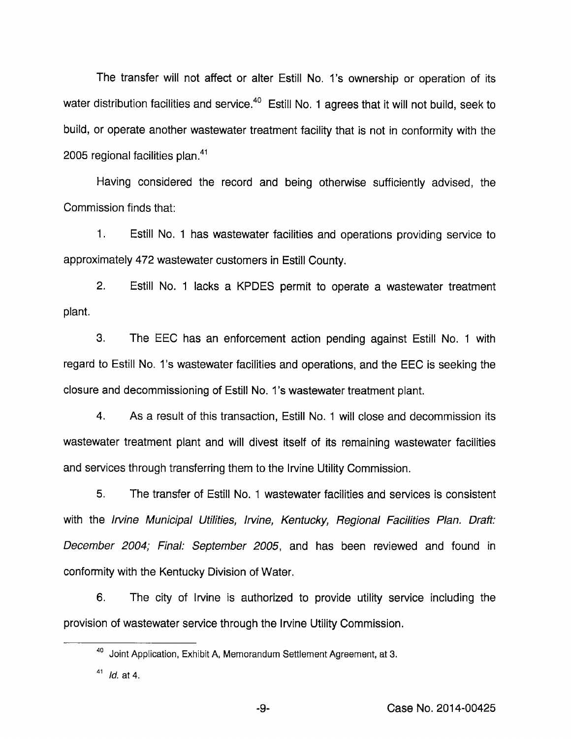The transfer will not affect or alter Estill No. 1's ownership or operation of its water distribution facilities and service.[40] Estill No. 1 agrees that it will not build, seek to build, or operate another wastewater treatment facility that is not in conformity with the 2005 regional facilities plan.[41]

Having considered the record and being otherwise sufficiently advised, the Commission finds that:

1. Estill No. 1 has wastewater facilities and operations providing service to approximately 472 wastewater customers in Estill County.

2. Estill No. 1 lacks a KPDES permit to operate a wastewater treatment plant.

3. The EEC has an enforcement action pending against Estill No. 1 with regard to Estill No. 1's wastewater facilities and operations, and the EEC is seeking the closure and decommissioning of Estill No. 1's wastewater treatment plant.

4. As a result of this transaction, Estill No. 1 will close and decommission its wastewater treatment plant and will divest itself of its remaining wastewater facilities and services through transferring them to the Irvine Utility Commission.

5. The transfer of Estill No. 1 wastewater facilities and services is consistent with the *Irvine Municipal Utilities, Irvine, Kentucky, Regional Facilities Plan. Draft: December 2004; Final: September 2005*, and has been reviewed and found in conformity with the Kentucky Division of Water.

6. The city of Irvine is authorized to provide utility service including the provision of wastewater service through the Irvine Utility Commission.

---

[40] Joint Application, Exhibit A, Memorandum Settlement Agreement, at 3.

[41] *Id.* at 4.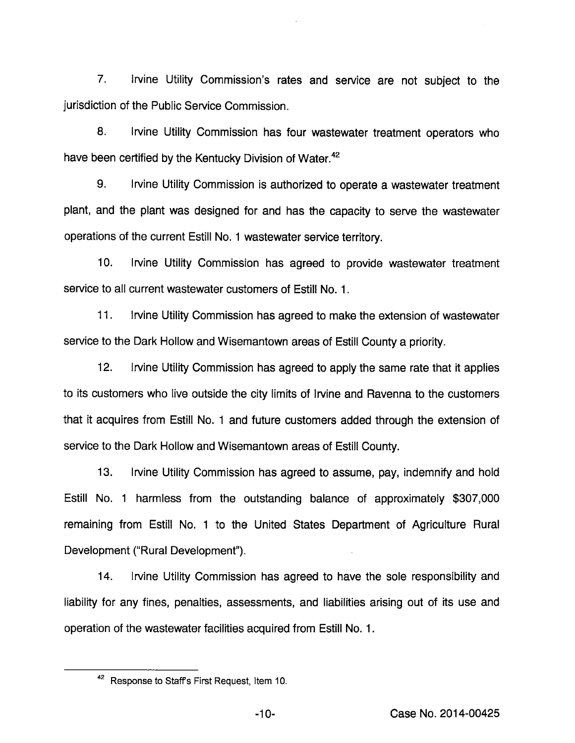7. Irvine Utility Commission's rates and service are not subject to the jurisdiction of the Public Service Commission.

8. Irvine Utility Commission has four wastewater treatment operators who have been certified by the Kentucky Division of Water.[42]

9. Irvine Utility Commission is authorized to operate a wastewater treatment plant, and the plant was designed for and has the capacity to serve the wastewater operations of the current Estill No. 1 wastewater service territory.

10. Irvine Utility Commission has agreed to provide wastewater treatment service to all current wastewater customers of Estill No. 1.

11. Irvine Utility Commission has agreed to make the extension of wastewater service to the Dark Hollow and Wisemantown areas of Estill County a priority.

12. Irvine Utility Commission has agreed to apply the same rate that it applies to its customers who live outside the city limits of Irvine and Ravenna to the customers that it acquires from Estill No. 1 and future customers added through the extension of service to the Dark Hollow and Wisemantown areas of Estill County.

13. Irvine Utility Commission has agreed to assume, pay, indemnify and hold Estill No. 1 harmless from the outstanding balance of approximately $307,000 remaining from Estill No. 1 to the United States Department of Agriculture Rural Development ("Rural Development").

14. Irvine Utility Commission has agreed to have the sole responsibility and liability for any fines, penalties, assessments, and liabilities arising out of its use and operation of the wastewater facilities acquired from Estill No. 1.

---

[42] Response to Staff's First Request, Item 10.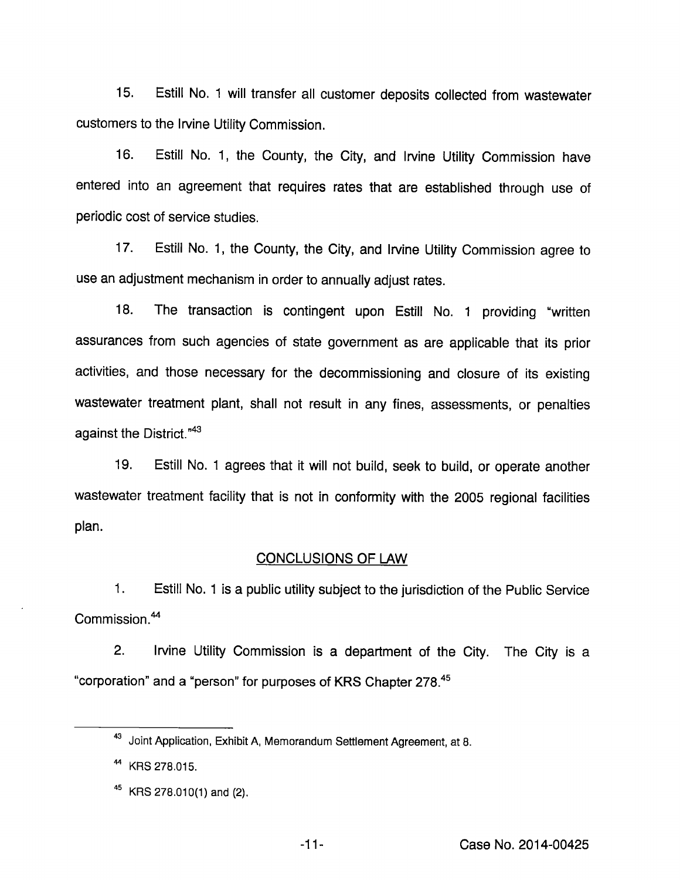15. Estill No. 1 will transfer all customer deposits collected from wastewater customers to the Irvine Utility Commission.

16. Estill No. 1, the County, the City, and Irvine Utility Commission have entered into an agreement that requires rates that are established through use of periodic cost of service studies.

17. Estill No. 1, the County, the City, and Irvine Utility Commission agree to use an adjustment mechanism in order to annually adjust rates.

18. The transaction is contingent upon Estill No. 1 providing "written assurances from such agencies of state government as are applicable that its prior activities, and those necessary for the decommissioning and closure of its existing wastewater treatment plant, shall not result in any fines, assessments, or penalties against the District."[43]

19. Estill No. 1 agrees that it will not build, seek to build, or operate another wastewater treatment facility that is not in conformity with the 2005 regional facilities plan.

## CONCLUSIONS OF LAW

1. Estill No. 1 is a public utility subject to the jurisdiction of the Public Service Commission.[44]

2. Irvine Utility Commission is a department of the City. The City is a "corporation" and a "person" for purposes of KRS Chapter 278.[45]

---

[43] Joint Application, Exhibit A, Memorandum Settlement Agreement, at 8.

[44] KRS 278.015.

[45] KRS 278.010(1) and (2).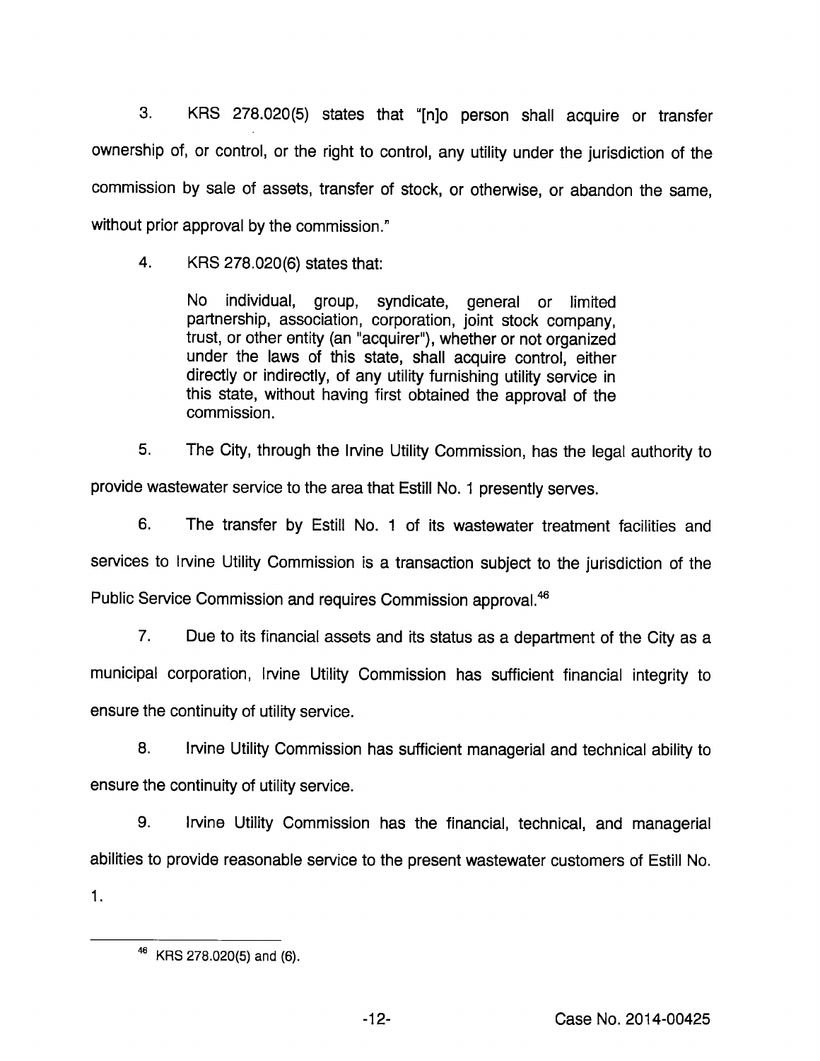3. KRS 278.020(5) states that "[n]o person shall acquire or transfer ownership of, or control, or the right to control, any utility under the jurisdiction of the commission by sale of assets, transfer of stock, or otherwise, or abandon the same, without prior approval by the commission."

4. KRS 278.020(6) states that:

> No individual, group, syndicate, general or limited partnership, association, corporation, joint stock company, trust, or other entity (an "acquirer"), whether or not organized under the laws of this state, shall acquire control, either directly or indirectly, of any utility furnishing utility service in this state, without having first obtained the approval of the commission.

5. The City, through the Irvine Utility Commission, has the legal authority to provide wastewater service to the area that Estill No. 1 presently serves.

6. The transfer by Estill No. 1 of its wastewater treatment facilities and services to Irvine Utility Commission is a transaction subject to the jurisdiction of the Public Service Commission and requires Commission approval.[46]

7. Due to its financial assets and its status as a department of the City as a municipal corporation, Irvine Utility Commission has sufficient financial integrity to ensure the continuity of utility service.

8. Irvine Utility Commission has sufficient managerial and technical ability to ensure the continuity of utility service.

9. Irvine Utility Commission has the financial, technical, and managerial abilities to provide reasonable service to the present wastewater customers of Estill No. 1.

---

[46] KRS 278.020(5) and (6).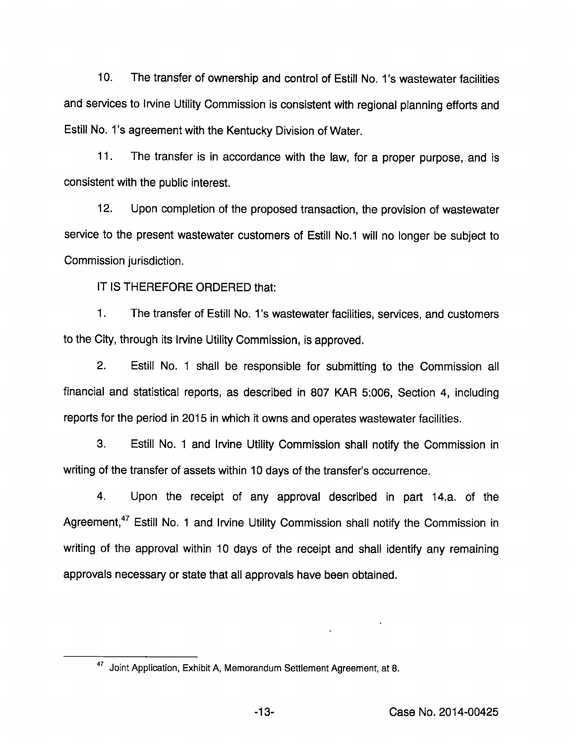10. The transfer of ownership and control of Estill No. 1's wastewater facilities and services to Irvine Utility Commission is consistent with regional planning efforts and Estill No. 1's agreement with the Kentucky Division of Water.

11. The transfer is in accordance with the law, for a proper purpose, and is consistent with the public interest.

12. Upon completion of the proposed transaction, the provision of wastewater service to the present wastewater customers of Estill No.1 will no longer be subject to Commission jurisdiction.

IT IS THEREFORE ORDERED that:

1. The transfer of Estill No. 1's wastewater facilities, services, and customers to the City, through its Irvine Utility Commission, is approved.

2. Estill No. 1 shall be responsible for submitting to the Commission all financial and statistical reports, as described in 807 KAR 5:006, Section 4, including reports for the period in 2015 in which it owns and operates wastewater facilities.

3. Estill No. 1 and Irvine Utility Commission shall notify the Commission in writing of the transfer of assets within 10 days of the transfer's occurrence.

4. Upon the receipt of any approval described in part 14.a. of the Agreement,[47] Estill No. 1 and Irvine Utility Commission shall notify the Commission in writing of the approval within 10 days of the receipt and shall identify any remaining approvals necessary or state that all approvals have been obtained.

[47] Joint Application, Exhibit A, Memorandum Settlement Agreement, at 8.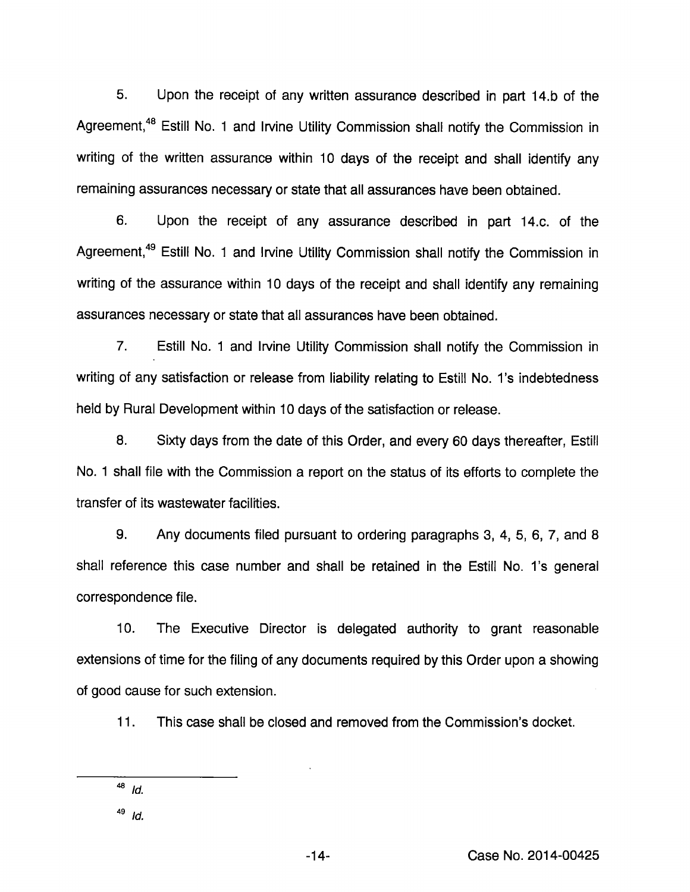5. Upon the receipt of any written assurance described in part 14.b of the Agreement,[48] Estill No. 1 and Irvine Utility Commission shall notify the Commission in writing of the written assurance within 10 days of the receipt and shall identify any remaining assurances necessary or state that all assurances have been obtained.

6. Upon the receipt of any assurance described in part 14.c. of the Agreement,[49] Estill No. 1 and Irvine Utility Commission shall notify the Commission in writing of the assurance within 10 days of the receipt and shall identify any remaining assurances necessary or state that all assurances have been obtained.

7. Estill No. 1 and Irvine Utility Commission shall notify the Commission in writing of any satisfaction or release from liability relating to Estill No. 1's indebtedness held by Rural Development within 10 days of the satisfaction or release.

8. Sixty days from the date of this Order, and every 60 days thereafter, Estill No. 1 shall file with the Commission a report on the status of its efforts to complete the transfer of its wastewater facilities.

9. Any documents filed pursuant to ordering paragraphs 3, 4, 5, 6, 7, and 8 shall reference this case number and shall be retained in the Estill No. 1's general correspondence file.

10. The Executive Director is delegated authority to grant reasonable extensions of time for the filing of any documents required by this Order upon a showing of good cause for such extension.

11. This case shall be closed and removed from the Commission's docket.

---

[48] *Id.*

[49] *Id.*

Case No. 2014-00425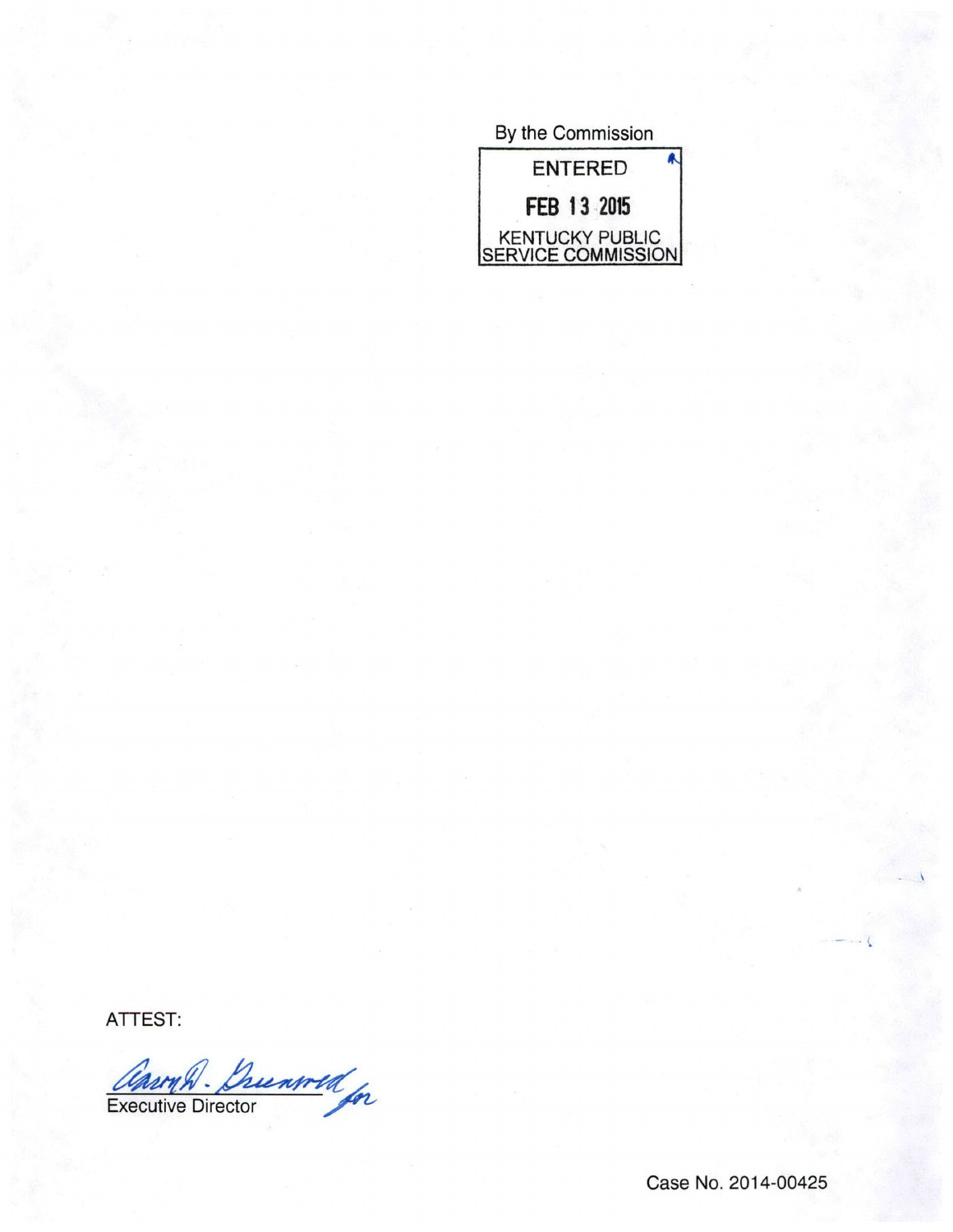By the Commission

ENTERED

FEB 13 2015

KENTUCKY PUBLIC
SERVICE COMMISSION

ATTEST:

Aaron D. Greenwell for

Executive Director

Case No. 2014-00425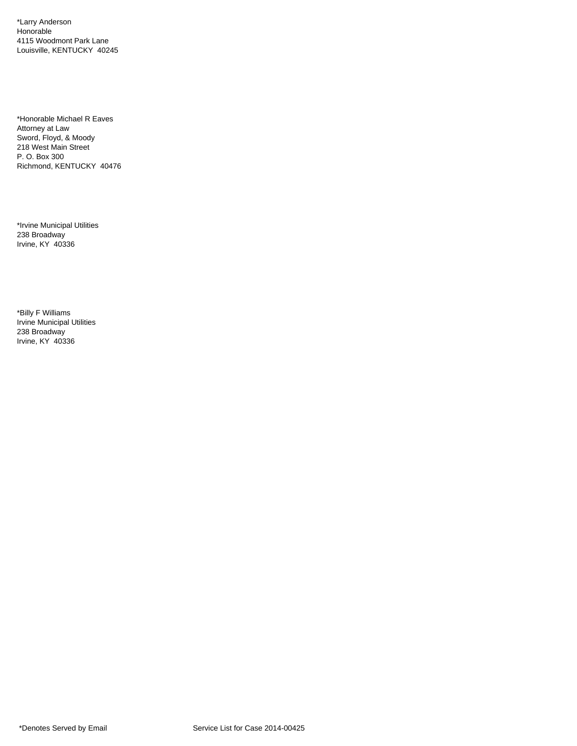*Larry Anderson
Honorable
4115 Woodmont Park Lane
Louisville, KENTUCKY 40245

*Honorable Michael R Eaves
Attorney at Law
Sword, Floyd, & Moody
218 West Main Street
P. O. Box 300
Richmond, KENTUCKY 40476

*Irvine Municipal Utilities
238 Broadway
Irvine, KY 40336

*Billy F Williams
Irvine Municipal Utilities
238 Broadway
Irvine, KY 40336

*Denotes Served by Email

Service List for Case 2014-00425